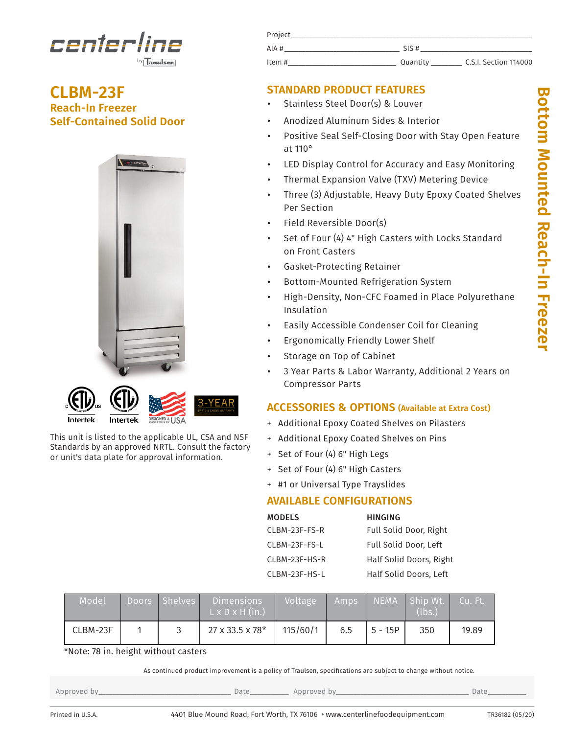centerline by Traulsen

Project\_\_\_\_\_\_\_\_\_\_\_\_\_\_\_\_\_\_\_\_\_\_\_\_\_\_\_\_\_\_\_\_\_\_\_\_\_\_\_\_
AIA #\_\_\_\_\_\_\_\_\_\_\_\_\_\_\_\_\_\_\_\_ SIS #\_\_\_\_\_\_\_\_\_\_\_\_\_\_\_\_\_\_\_\_
Item #\_\_\_\_\_\_\_\_\_\_\_\_\_\_\_\_\_\_\_\_ Quantity \_\_\_\_\_\_\_\_ C.S.I. Section 114000

# CLBM-23F

## Reach-In Freezer
## Self-Contained Solid Door

Bottom Mounted Reach-In Freezer

3-YEAR PARTS & LABOR WARRANTY
DESIGNED & ASSEMBLED IN THE USA

This unit is listed to the applicable UL, CSA and NSF Standards by an approved NRTL. Consult the factory or unit's data plate for approval information.

## STANDARD PRODUCT FEATURES

- Stainless Steel Door(s) & Louver
- Anodized Aluminum Sides & Interior
- Positive Seal Self-Closing Door with Stay Open Feature at 110°
- LED Display Control for Accuracy and Easy Monitoring
- Thermal Expansion Valve (TXV) Metering Device
- Three (3) Adjustable, Heavy Duty Epoxy Coated Shelves Per Section
- Field Reversible Door(s)
- Set of Four (4) 4" High Casters with Locks Standard on Front Casters
- Gasket-Protecting Retainer
- Bottom-Mounted Refrigeration System
- High-Density, Non-CFC Foamed in Place Polyurethane Insulation
- Easily Accessible Condenser Coil for Cleaning
- Ergonomically Friendly Lower Shelf
- Storage on Top of Cabinet
- 3 Year Parts & Labor Warranty, Additional 2 Years on Compressor Parts

## ACCESSORIES & OPTIONS (Available at Extra Cost)

+ Additional Epoxy Coated Shelves on Pilasters
+ Additional Epoxy Coated Shelves on Pins
+ Set of Four (4) 6" High Legs
+ Set of Four (4) 6" High Casters
+ #1 or Universal Type Trayslides

## AVAILABLE CONFIGURATIONS

| MODELS | HINGING |
|---|---|
| CLBM-23F-FS-R | Full Solid Door, Right |
| CLBM-23F-FS-L | Full Solid Door, Left |
| CLBM-23F-HS-R | Half Solid Doors, Right |
| CLBM-23F-HS-L | Half Solid Doors, Left |

| Model | Doors | Shelves | Dimensions L x D x H (in.) | Voltage | Amps | NEMA | Ship Wt. (lbs.) | Cu. Ft. |
|---|---|---|---|---|---|---|---|---|
| CLBM-23F | 1 | 3 | 27 x 33.5 x 78* | 115/60/1 | 6.5 | 5 - 15P | 350 | 19.89 |

*Note: 78 in. height without casters

As continued product improvement is a policy of Traulsen, specifications are subject to change without notice.

Approved by\_\_\_\_\_\_\_\_\_\_\_\_\_\_\_\_\_\_\_\_ Date\_\_\_\_\_\_\_\_ Approved by\_\_\_\_\_\_\_\_\_\_\_\_\_\_\_\_\_\_\_\_ Date\_\_\_\_\_\_\_\_

Printed in U.S.A. 4401 Blue Mound Road, Fort Worth, TX 76106 • www.centerlinefoodequipment.com TR36182 (05/20)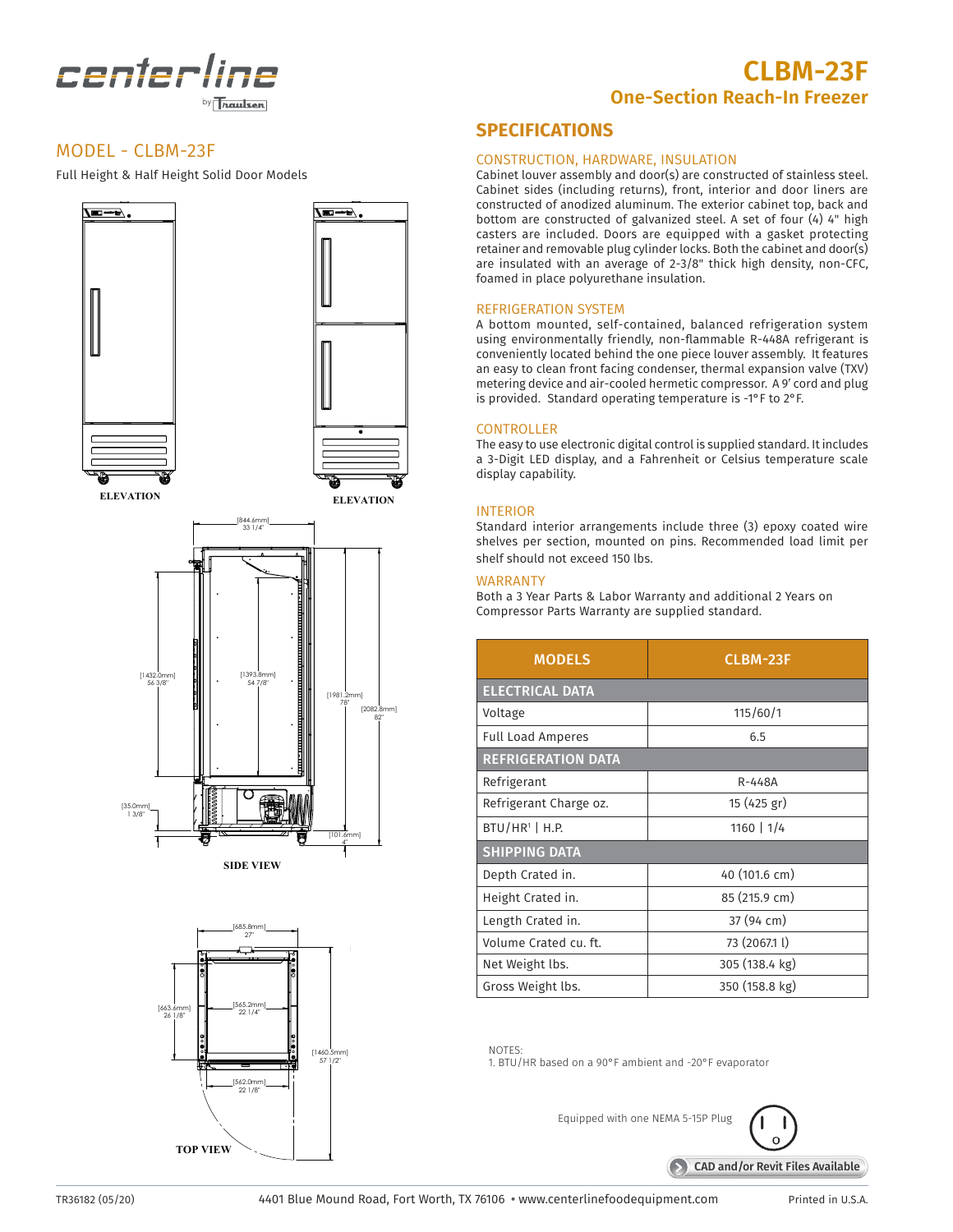# CLBM-23F

## One-Section Reach-In Freezer

## MODEL - CLBM-23F

Full Height & Half Height Solid Door Models

ELEVATION

ELEVATION

[844.6mm]
33 1/4"

[1432.0mm]
56 3/8"

[1393.8mm]
54 7/8"

[1981.2mm]
78"

[2082.8mm]
82"

[35.0mm]
1 3/8"

[101.6mm]
4"

SIDE VIEW

[685.8mm]
27"

[663.6mm]
26 1/8"

[565.2mm]
22 1/4"

[1460.5mm]
57 1/2"

[562.0mm]
22 1/8"

TOP VIEW

## SPECIFICATIONS

### CONSTRUCTION, HARDWARE, INSULATION

Cabinet louver assembly and door(s) are constructed of stainless steel. Cabinet sides (including returns), front, interior and door liners are constructed of anodized aluminum. The exterior cabinet top, back and bottom are constructed of galvanized steel. A set of four (4) 4" high casters are included. Doors are equipped with a gasket protecting retainer and removable plug cylinder locks. Both the cabinet and door(s) are insulated with an average of 2-3/8" thick high density, non-CFC, foamed in place polyurethane insulation.

### REFRIGERATION SYSTEM

A bottom mounted, self-contained, balanced refrigeration system using environmentally friendly, non-flammable R-448A refrigerant is conveniently located behind the one piece louver assembly. It features an easy to clean front facing condenser, thermal expansion valve (TXV) metering device and air-cooled hermetic compressor. A 9' cord and plug is provided. Standard operating temperature is -1°F to 2°F.

### CONTROLLER

The easy to use electronic digital control is supplied standard. It includes a 3-Digit LED display, and a Fahrenheit or Celsius temperature scale display capability.

### INTERIOR

Standard interior arrangements include three (3) epoxy coated wire shelves per section, mounted on pins. Recommended load limit per shelf should not exceed 150 lbs.

### WARRANTY

Both a 3 Year Parts & Labor Warranty and additional 2 Years on Compressor Parts Warranty are supplied standard.

| MODELS | CLBM-23F |
|---|---|
| **ELECTRICAL DATA** | |
| Voltage | 115/60/1 |
| Full Load Amperes | 6.5 |
| **REFRIGERATION DATA** | |
| Refrigerant | R-448A |
| Refrigerant Charge oz. | 15 (425 gr) |
| BTU/HR[1] \| H.P. | 1160 \| 1/4 |
| **SHIPPING DATA** | |
| Depth Crated in. | 40 (101.6 cm) |
| Height Crated in. | 85 (215.9 cm) |
| Length Crated in. | 37 (94 cm) |
| Volume Crated cu. ft. | 73 (2067.1 l) |
| Net Weight lbs. | 305 (138.4 kg) |
| Gross Weight lbs. | 350 (158.8 kg) |

NOTES:
1. BTU/HR based on a 90°F ambient and -20°F evaporator

Equipped with one NEMA 5-15P Plug

CAD and/or Revit Files Available

TR36182 (05/20) 4401 Blue Mound Road, Fort Worth, TX 76106 • www.centerlinefoodequipment.com Printed in U.S.A.